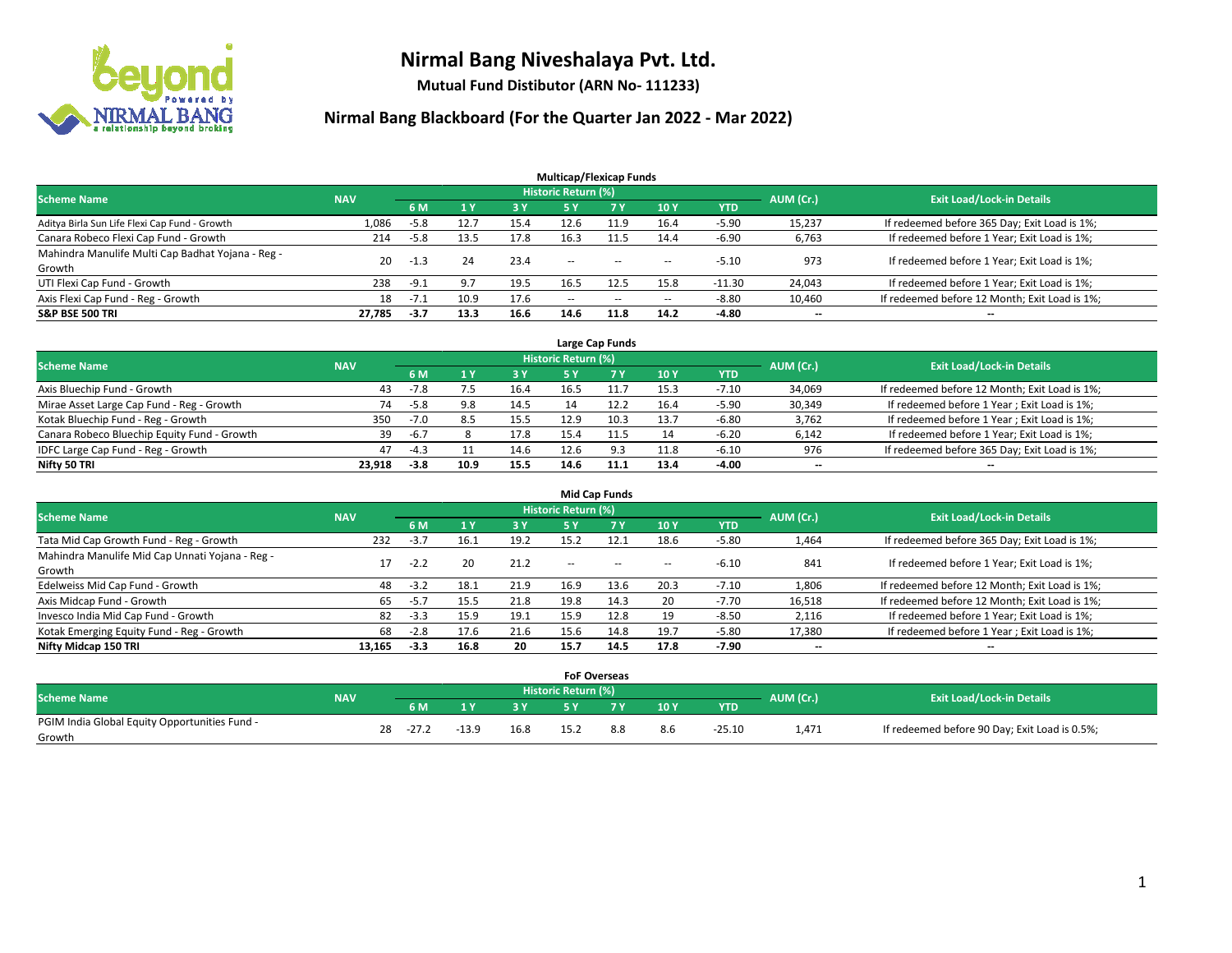# Nirmal Bang Niveshalaya Pvt. Ltd.

**Mutual Fund Distibutor (ARN No- 111233)**

## Nirmal Bang Blackboard (For the Quarter Jan 2022 - Mar 2022)

### Multicap/Flexicap Funds

| Scheme Name | NAV | Historic Return (%) | | | | | | | AUM (Cr.) | Exit Load/Lock-in Details |
|---|---|---|---|---|---|---|---|---|---|---|
| | | 6 M | 1 Y | 3 Y | 5 Y | 7 Y | 10 Y | YTD | | |
| Aditya Birla Sun Life Flexi Cap Fund - Growth | 1,086 | -5.8 | 12.7 | 15.4 | 12.6 | 11.9 | 16.4 | -5.90 | 15,237 | If redeemed before 365 Day; Exit Load is 1%; |
| Canara Robeco Flexi Cap Fund - Growth | 214 | -5.8 | 13.5 | 17.8 | 16.3 | 11.5 | 14.4 | -6.90 | 6,763 | If redeemed before 1 Year; Exit Load is 1%; |
| Mahindra Manulife Multi Cap Badhat Yojana - Reg - Growth | 20 | -1.3 | 24 | 23.4 | -- | -- | -- | -5.10 | 973 | If redeemed before 1 Year; Exit Load is 1%; |
| UTI Flexi Cap Fund - Growth | 238 | -9.1 | 9.7 | 19.5 | 16.5 | 12.5 | 15.8 | -11.30 | 24,043 | If redeemed before 1 Year; Exit Load is 1%; |
| Axis Flexi Cap Fund - Reg - Growth | 18 | -7.1 | 10.9 | 17.6 | -- | -- | -- | -8.80 | 10,460 | If redeemed before 12 Month; Exit Load is 1%; |
| **S&P BSE 500 TRI** | **27,785** | **-3.7** | **13.3** | **16.6** | **14.6** | **11.8** | **14.2** | **-4.80** | **--** | **--** |

### Large Cap Funds

| Scheme Name | NAV | Historic Return (%) | | | | | | | AUM (Cr.) | Exit Load/Lock-in Details |
|---|---|---|---|---|---|---|---|---|---|---|
| | | 6 M | 1 Y | 3 Y | 5 Y | 7 Y | 10 Y | YTD | | |
| Axis Bluechip Fund - Growth | 43 | -7.8 | 7.5 | 16.4 | 16.5 | 11.7 | 15.3 | -7.10 | 34,069 | If redeemed before 12 Month; Exit Load is 1%; |
| Mirae Asset Large Cap Fund - Reg - Growth | 74 | -5.8 | 9.8 | 14.5 | 14 | 12.2 | 16.4 | -5.90 | 30,349 | If redeemed before 1 Year ; Exit Load is 1%; |
| Kotak Bluechip Fund - Reg - Growth | 350 | -7.0 | 8.5 | 15.5 | 12.9 | 10.3 | 13.7 | -6.80 | 3,762 | If redeemed before 1 Year ; Exit Load is 1%; |
| Canara Robeco Bluechip Equity Fund - Growth | 39 | -6.7 | 8 | 17.8 | 15.4 | 11.5 | 14 | -6.20 | 6,142 | If redeemed before 1 Year; Exit Load is 1%; |
| IDFC Large Cap Fund - Reg - Growth | 47 | -4.3 | 11 | 14.6 | 12.6 | 9.3 | 11.8 | -6.10 | 976 | If redeemed before 365 Day; Exit Load is 1%; |
| **Nifty 50 TRI** | **23,918** | **-3.8** | **10.9** | **15.5** | **14.6** | **11.1** | **13.4** | **-4.00** | **--** | **--** |

### Mid Cap Funds

| Scheme Name | NAV | Historic Return (%) | | | | | | | AUM (Cr.) | Exit Load/Lock-in Details |
|---|---|---|---|---|---|---|---|---|---|---|
| | | 6 M | 1 Y | 3 Y | 5 Y | 7 Y | 10 Y | YTD | | |
| Tata Mid Cap Growth Fund - Reg - Growth | 232 | -3.7 | 16.1 | 19.2 | 15.2 | 12.1 | 18.6 | -5.80 | 1,464 | If redeemed before 365 Day; Exit Load is 1%; |
| Mahindra Manulife Mid Cap Unnati Yojana - Reg - Growth | 17 | -2.2 | 20 | 21.2 | -- | -- | -- | -6.10 | 841 | If redeemed before 1 Year; Exit Load is 1%; |
| Edelweiss Mid Cap Fund - Growth | 48 | -3.2 | 18.1 | 21.9 | 16.9 | 13.6 | 20.3 | -7.10 | 1,806 | If redeemed before 12 Month; Exit Load is 1%; |
| Axis Midcap Fund - Growth | 65 | -5.7 | 15.5 | 21.8 | 19.8 | 14.3 | 20 | -7.70 | 16,518 | If redeemed before 12 Month; Exit Load is 1%; |
| Invesco India Mid Cap Fund - Growth | 82 | -3.3 | 15.9 | 19.1 | 15.9 | 12.8 | 19 | -8.50 | 2,116 | If redeemed before 1 Year; Exit Load is 1%; |
| Kotak Emerging Equity Fund - Reg - Growth | 68 | -2.8 | 17.6 | 21.6 | 15.6 | 14.8 | 19.7 | -5.80 | 17,380 | If redeemed before 1 Year ; Exit Load is 1%; |
| **Nifty Midcap 150 TRI** | **13,165** | **-3.3** | **16.8** | **20** | **15.7** | **14.5** | **17.8** | **-7.90** | **--** | **--** |

### FoF Overseas

| Scheme Name | NAV | Historic Return (%) | | | | | | | AUM (Cr.) | Exit Load/Lock-in Details |
|---|---|---|---|---|---|---|---|---|---|---|
| | | 6 M | 1 Y | 3 Y | 5 Y | 7 Y | 10 Y | YTD | | |
| PGIM India Global Equity Opportunities Fund - Growth | 28 | -27.2 | -13.9 | 16.8 | 15.2 | 8.8 | 8.6 | -25.10 | 1,471 | If redeemed before 90 Day; Exit Load is 0.5%; |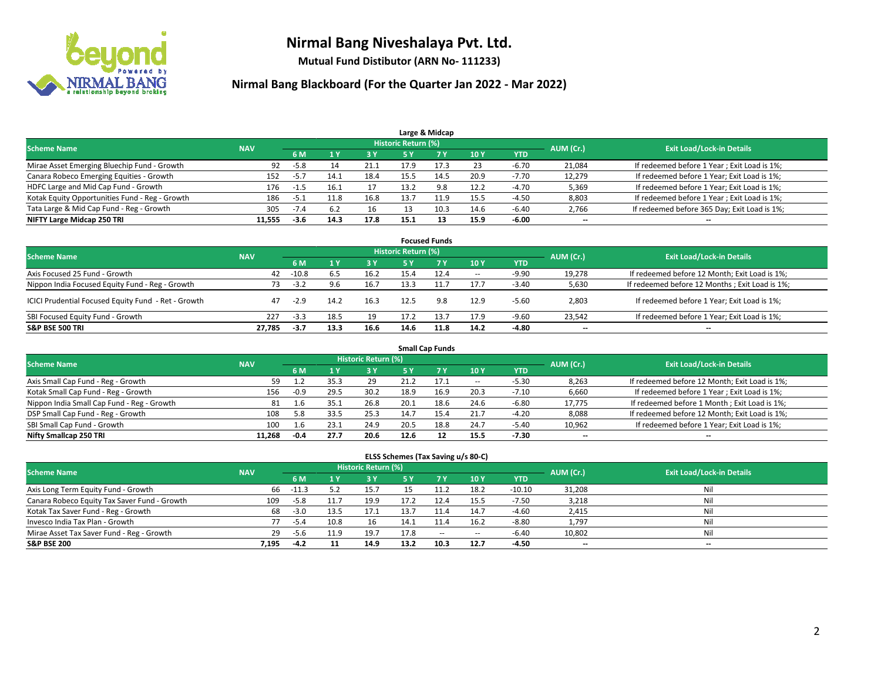# Nirmal Bang Niveshalaya Pvt. Ltd.

**Mutual Fund Distibutor (ARN No- 111233)**

## Nirmal Bang Blackboard (For the Quarter Jan 2022 - Mar 2022)

### Large & Midcap

| Scheme Name | NAV | Historic Return (%) | | | | | | | AUM (Cr.) | Exit Load/Lock-in Details |
|---|---|---|---|---|---|---|---|---|---|---|
| | | 6 M | 1 Y | 3 Y | 5 Y | 7 Y | 10 Y | YTD | | |
| Mirae Asset Emerging Bluechip Fund - Growth | 92 | -5.8 | 14 | 21.1 | 17.9 | 17.3 | 23 | -6.70 | 21,084 | If redeemed before 1 Year ; Exit Load is 1%; |
| Canara Robeco Emerging Equities - Growth | 152 | -5.7 | 14.1 | 18.4 | 15.5 | 14.5 | 20.9 | -7.70 | 12,279 | If redeemed before 1 Year; Exit Load is 1%; |
| HDFC Large and Mid Cap Fund - Growth | 176 | -1.5 | 16.1 | 17 | 13.2 | 9.8 | 12.2 | -4.70 | 5,369 | If redeemed before 1 Year; Exit Load is 1%; |
| Kotak Equity Opportunities Fund - Reg - Growth | 186 | -5.1 | 11.8 | 16.8 | 13.7 | 11.9 | 15.5 | -4.50 | 8,803 | If redeemed before 1 Year ; Exit Load is 1%; |
| Tata Large & Mid Cap Fund - Reg - Growth | 305 | -7.4 | 6.2 | 16 | 13 | 10.3 | 14.6 | -6.40 | 2,766 | If redeemed before 365 Day; Exit Load is 1%; |
| **NIFTY Large Midcap 250 TRI** | **11,555** | **-3.6** | **14.3** | **17.8** | **15.1** | **13** | **15.9** | **-6.00** | **--** | **--** |

### Focused Funds

| Scheme Name | NAV | Historic Return (%) | | | | | | | AUM (Cr.) | Exit Load/Lock-in Details |
|---|---|---|---|---|---|---|---|---|---|---|
| | | 6 M | 1 Y | 3 Y | 5 Y | 7 Y | 10 Y | YTD | | |
| Axis Focused 25 Fund - Growth | 42 | -10.8 | 6.5 | 16.2 | 15.4 | 12.4 | -- | -9.90 | 19,278 | If redeemed before 12 Month; Exit Load is 1%; |
| Nippon India Focused Equity Fund - Reg - Growth | 73 | -3.2 | 9.6 | 16.7 | 13.3 | 11.7 | 17.7 | -3.40 | 5,630 | If redeemed before 12 Months ; Exit Load is 1%; |
| ICICI Prudential Focused Equity Fund - Ret - Growth | 47 | -2.9 | 14.2 | 16.3 | 12.5 | 9.8 | 12.9 | -5.60 | 2,803 | If redeemed before 1 Year; Exit Load is 1%; |
| SBI Focused Equity Fund - Growth | 227 | -3.3 | 18.5 | 19 | 17.2 | 13.7 | 17.9 | -9.60 | 23,542 | If redeemed before 1 Year; Exit Load is 1%; |
| **S&P BSE 500 TRI** | **27,785** | **-3.7** | **13.3** | **16.6** | **14.6** | **11.8** | **14.2** | **-4.80** | **--** | **--** |

### Small Cap Funds

| Scheme Name | NAV | Historic Return (%) | | | | | | | AUM (Cr.) | Exit Load/Lock-in Details |
|---|---|---|---|---|---|---|---|---|---|---|
| | | 6 M | 1 Y | 3 Y | 5 Y | 7 Y | 10 Y | YTD | | |
| Axis Small Cap Fund - Reg - Growth | 59 | 1.2 | 35.3 | 29 | 21.2 | 17.1 | -- | -5.30 | 8,263 | If redeemed before 12 Month; Exit Load is 1%; |
| Kotak Small Cap Fund - Reg - Growth | 156 | -0.9 | 29.5 | 30.2 | 18.9 | 16.9 | 20.3 | -7.10 | 6,660 | If redeemed before 1 Year ; Exit Load is 1%; |
| Nippon India Small Cap Fund - Reg - Growth | 81 | 1.6 | 35.1 | 26.8 | 20.1 | 18.6 | 24.6 | -6.80 | 17,775 | If redeemed before 1 Month ; Exit Load is 1%; |
| DSP Small Cap Fund - Reg - Growth | 108 | 5.8 | 33.5 | 25.3 | 14.7 | 15.4 | 21.7 | -4.20 | 8,088 | If redeemed before 12 Month; Exit Load is 1%; |
| SBI Small Cap Fund - Growth | 100 | 1.6 | 23.1 | 24.9 | 20.5 | 18.8 | 24.7 | -5.40 | 10,962 | If redeemed before 1 Year; Exit Load is 1%; |
| **Nifty Smallcap 250 TRI** | **11,268** | **-0.4** | **27.7** | **20.6** | **12.6** | **12** | **15.5** | **-7.30** | **--** | **--** |

### ELSS Schemes (Tax Saving u/s 80-C)

| Scheme Name | NAV | Historic Return (%) | | | | | | | AUM (Cr.) | Exit Load/Lock-in Details |
|---|---|---|---|---|---|---|---|---|---|---|
| | | 6 M | 1 Y | 3 Y | 5 Y | 7 Y | 10 Y | YTD | | |
| Axis Long Term Equity Fund - Growth | 66 | -11.3 | 5.2 | 15.7 | 15 | 11.2 | 18.2 | -10.10 | 31,208 | Nil |
| Canara Robeco Equity Tax Saver Fund - Growth | 109 | -5.8 | 11.7 | 19.9 | 17.2 | 12.4 | 15.5 | -7.50 | 3,218 | Nil |
| Kotak Tax Saver Fund - Reg - Growth | 68 | -3.0 | 13.5 | 17.1 | 13.7 | 11.4 | 14.7 | -4.60 | 2,415 | Nil |
| Invesco India Tax Plan - Growth | 77 | -5.4 | 10.8 | 16 | 14.1 | 11.4 | 16.2 | -8.80 | 1,797 | Nil |
| Mirae Asset Tax Saver Fund - Reg - Growth | 29 | -5.6 | 11.9 | 19.7 | 17.8 | -- | -- | -6.40 | 10,802 | Nil |
| **S&P BSE 200** | **7,195** | **-4.2** | **11** | **14.9** | **13.2** | **10.3** | **12.7** | **-4.50** | **--** | **--** |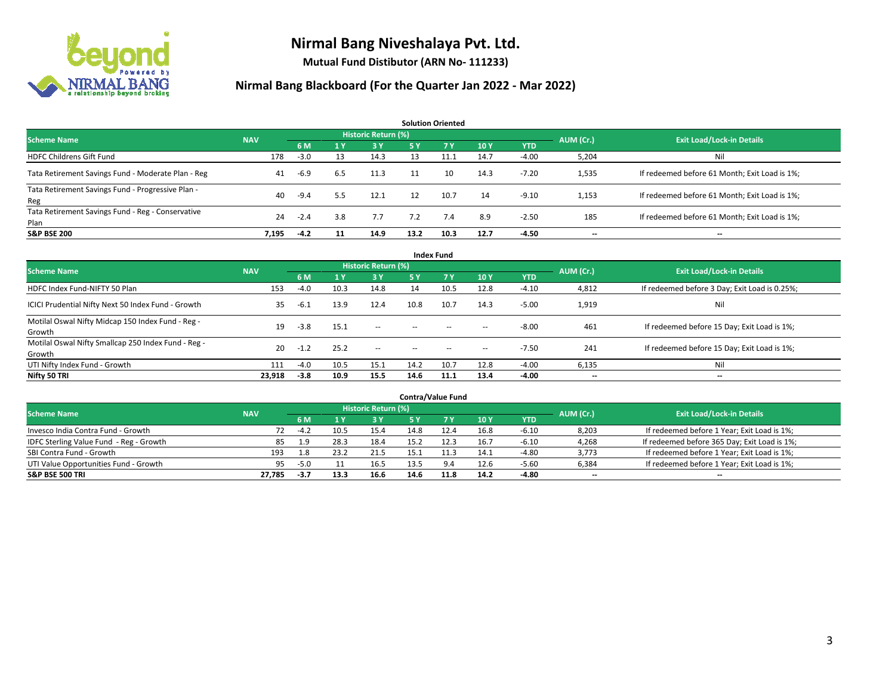# Nirmal Bang Niveshalaya Pvt. Ltd.

**Mutual Fund Distibutor (ARN No- 111233)**

## Nirmal Bang Blackboard (For the Quarter Jan 2022 - Mar 2022)

### Solution Oriented

| Scheme Name | NAV | Historic Return (%) | | | | | | | AUM (Cr.) | Exit Load/Lock-in Details |
|---|---|---|---|---|---|---|---|---|---|---|
| | | 6 M | 1 Y | 3 Y | 5 Y | 7 Y | 10 Y | YTD | | |
| HDFC Childrens Gift Fund | 178 | -3.0 | 13 | 14.3 | 13 | 11.1 | 14.7 | -4.00 | 5,204 | Nil |
| Tata Retirement Savings Fund - Moderate Plan - Reg | 41 | -6.9 | 6.5 | 11.3 | 11 | 10 | 14.3 | -7.20 | 1,535 | If redeemed before 61 Month; Exit Load is 1%; |
| Tata Retirement Savings Fund - Progressive Plan - Reg | 40 | -9.4 | 5.5 | 12.1 | 12 | 10.7 | 14 | -9.10 | 1,153 | If redeemed before 61 Month; Exit Load is 1%; |
| Tata Retirement Savings Fund - Reg - Conservative Plan | 24 | -2.4 | 3.8 | 7.7 | 7.2 | 7.4 | 8.9 | -2.50 | 185 | If redeemed before 61 Month; Exit Load is 1%; |
| **S&P BSE 200** | **7,195** | **-4.2** | **11** | **14.9** | **13.2** | **10.3** | **12.7** | **-4.50** | -- | -- |

### Index Fund

| Scheme Name | NAV | Historic Return (%) | | | | | | | AUM (Cr.) | Exit Load/Lock-in Details |
|---|---|---|---|---|---|---|---|---|---|---|
| | | 6 M | 1 Y | 3 Y | 5 Y | 7 Y | 10 Y | YTD | | |
| HDFC Index Fund-NIFTY 50 Plan | 153 | -4.0 | 10.3 | 14.8 | 14 | 10.5 | 12.8 | -4.10 | 4,812 | If redeemed before 3 Day; Exit Load is 0.25%; |
| ICICI Prudential Nifty Next 50 Index Fund - Growth | 35 | -6.1 | 13.9 | 12.4 | 10.8 | 10.7 | 14.3 | -5.00 | 1,919 | Nil |
| Motilal Oswal Nifty Midcap 150 Index Fund - Reg - Growth | 19 | -3.8 | 15.1 | -- | -- | -- | -- | -8.00 | 461 | If redeemed before 15 Day; Exit Load is 1%; |
| Motilal Oswal Nifty Smallcap 250 Index Fund - Reg - Growth | 20 | -1.2 | 25.2 | -- | -- | -- | -- | -7.50 | 241 | If redeemed before 15 Day; Exit Load is 1%; |
| UTI Nifty Index Fund - Growth | 111 | -4.0 | 10.5 | 15.1 | 14.2 | 10.7 | 12.8 | -4.00 | 6,135 | Nil |
| **Nifty 50 TRI** | **23,918** | **-3.8** | **10.9** | **15.5** | **14.6** | **11.1** | **13.4** | **-4.00** | -- | -- |

### Contra/Value Fund

| Scheme Name | NAV | Historic Return (%) | | | | | | | AUM (Cr.) | Exit Load/Lock-in Details |
|---|---|---|---|---|---|---|---|---|---|---|
| | | 6 M | 1 Y | 3 Y | 5 Y | 7 Y | 10 Y | YTD | | |
| Invesco India Contra Fund - Growth | 72 | -4.2 | 10.5 | 15.4 | 14.8 | 12.4 | 16.8 | -6.10 | 8,203 | If redeemed before 1 Year; Exit Load is 1%; |
| IDFC Sterling Value Fund - Reg - Growth | 85 | 1.9 | 28.3 | 18.4 | 15.2 | 12.3 | 16.7 | -6.10 | 4,268 | If redeemed before 365 Day; Exit Load is 1%; |
| SBI Contra Fund - Growth | 193 | 1.8 | 23.2 | 21.5 | 15.1 | 11.3 | 14.1 | -4.80 | 3,773 | If redeemed before 1 Year; Exit Load is 1%; |
| UTI Value Opportunities Fund - Growth | 95 | -5.0 | 11 | 16.5 | 13.5 | 9.4 | 12.6 | -5.60 | 6,384 | If redeemed before 1 Year; Exit Load is 1%; |
| **S&P BSE 500 TRI** | **27,785** | **-3.7** | **13.3** | **16.6** | **14.6** | **11.8** | **14.2** | **-4.80** | -- | -- |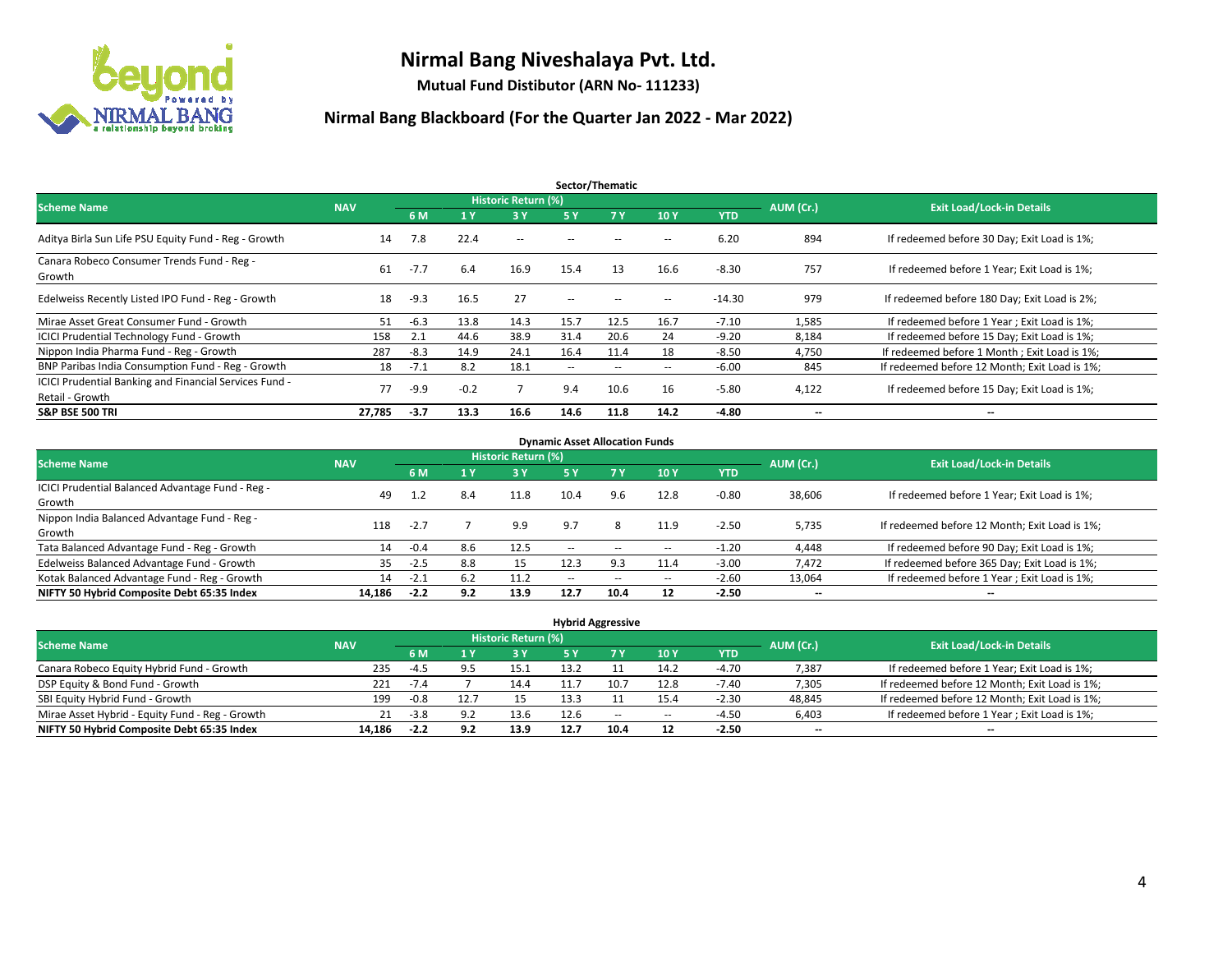# Nirmal Bang Niveshalaya Pvt. Ltd.

**Mutual Fund Distibutor (ARN No- 111233)**

## Nirmal Bang Blackboard (For the Quarter Jan 2022 - Mar 2022)

### Sector/Thematic

| Scheme Name | NAV | Historic Return (%) | | | | | | | AUM (Cr.) | Exit Load/Lock-in Details |
|---|---|---|---|---|---|---|---|---|---|---|
| | | 6 M | 1 Y | 3 Y | 5 Y | 7 Y | 10 Y | YTD | | |
| Aditya Birla Sun Life PSU Equity Fund - Reg - Growth | 14 | 7.8 | 22.4 | -- | -- | -- | -- | 6.20 | 894 | If redeemed before 30 Day; Exit Load is 1%; |
| Canara Robeco Consumer Trends Fund - Reg - Growth | 61 | -7.7 | 6.4 | 16.9 | 15.4 | 13 | 16.6 | -8.30 | 757 | If redeemed before 1 Year; Exit Load is 1%; |
| Edelweiss Recently Listed IPO Fund - Reg - Growth | 18 | -9.3 | 16.5 | 27 | -- | -- | -- | -14.30 | 979 | If redeemed before 180 Day; Exit Load is 2%; |
| Mirae Asset Great Consumer Fund - Growth | 51 | -6.3 | 13.8 | 14.3 | 15.7 | 12.5 | 16.7 | -7.10 | 1,585 | If redeemed before 1 Year ; Exit Load is 1%; |
| ICICI Prudential Technology Fund - Growth | 158 | 2.1 | 44.6 | 38.9 | 31.4 | 20.6 | 24 | -9.20 | 8,184 | If redeemed before 15 Day; Exit Load is 1%; |
| Nippon India Pharma Fund - Reg - Growth | 287 | -8.3 | 14.9 | 24.1 | 16.4 | 11.4 | 18 | -8.50 | 4,750 | If redeemed before 1 Month ; Exit Load is 1%; |
| BNP Paribas India Consumption Fund - Reg - Growth | 18 | -7.1 | 8.2 | 18.1 | -- | -- | -- | -6.00 | 845 | If redeemed before 12 Month; Exit Load is 1%; |
| ICICI Prudential Banking and Financial Services Fund - Retail - Growth | 77 | -9.9 | -0.2 | 7 | 9.4 | 10.6 | 16 | -5.80 | 4,122 | If redeemed before 15 Day; Exit Load is 1%; |
| **S&P BSE 500 TRI** | **27,785** | **-3.7** | **13.3** | **16.6** | **14.6** | **11.8** | **14.2** | **-4.80** | **--** | **--** |

### Dynamic Asset Allocation Funds

| Scheme Name | NAV | Historic Return (%) | | | | | | | AUM (Cr.) | Exit Load/Lock-in Details |
|---|---|---|---|---|---|---|---|---|---|---|
| | | 6 M | 1 Y | 3 Y | 5 Y | 7 Y | 10 Y | YTD | | |
| ICICI Prudential Balanced Advantage Fund - Reg - Growth | 49 | 1.2 | 8.4 | 11.8 | 10.4 | 9.6 | 12.8 | -0.80 | 38,606 | If redeemed before 1 Year; Exit Load is 1%; |
| Nippon India Balanced Advantage Fund - Reg - Growth | 118 | -2.7 | 7 | 9.9 | 9.7 | 8 | 11.9 | -2.50 | 5,735 | If redeemed before 12 Month; Exit Load is 1%; |
| Tata Balanced Advantage Fund - Reg - Growth | 14 | -0.4 | 8.6 | 12.5 | -- | -- | -- | -1.20 | 4,448 | If redeemed before 90 Day; Exit Load is 1%; |
| Edelweiss Balanced Advantage Fund - Growth | 35 | -2.5 | 8.8 | 15 | 12.3 | 9.3 | 11.4 | -3.00 | 7,472 | If redeemed before 365 Day; Exit Load is 1%; |
| Kotak Balanced Advantage Fund - Reg - Growth | 14 | -2.1 | 6.2 | 11.2 | -- | -- | -- | -2.60 | 13,064 | If redeemed before 1 Year ; Exit Load is 1%; |
| **NIFTY 50 Hybrid Composite Debt 65:35 Index** | **14,186** | **-2.2** | **9.2** | **13.9** | **12.7** | **10.4** | **12** | **-2.50** | **--** | **--** |

### Hybrid Aggressive

| Scheme Name | NAV | Historic Return (%) | | | | | | | AUM (Cr.) | Exit Load/Lock-in Details |
|---|---|---|---|---|---|---|---|---|---|---|
| | | 6 M | 1 Y | 3 Y | 5 Y | 7 Y | 10 Y | YTD | | |
| Canara Robeco Equity Hybrid Fund - Growth | 235 | -4.5 | 9.5 | 15.1 | 13.2 | 11 | 14.2 | -4.70 | 7,387 | If redeemed before 1 Year; Exit Load is 1%; |
| DSP Equity & Bond Fund - Growth | 221 | -7.4 | 7 | 14.4 | 11.7 | 10.7 | 12.8 | -7.40 | 7,305 | If redeemed before 12 Month; Exit Load is 1%; |
| SBI Equity Hybrid Fund - Growth | 199 | -0.8 | 12.7 | 15 | 13.3 | 11 | 15.4 | -2.30 | 48,845 | If redeemed before 12 Month; Exit Load is 1%; |
| Mirae Asset Hybrid - Equity Fund - Reg - Growth | 21 | -3.8 | 9.2 | 13.6 | 12.6 | -- | -- | -4.50 | 6,403 | If redeemed before 1 Year ; Exit Load is 1%; |
| **NIFTY 50 Hybrid Composite Debt 65:35 Index** | **14,186** | **-2.2** | **9.2** | **13.9** | **12.7** | **10.4** | **12** | **-2.50** | **--** | **--** |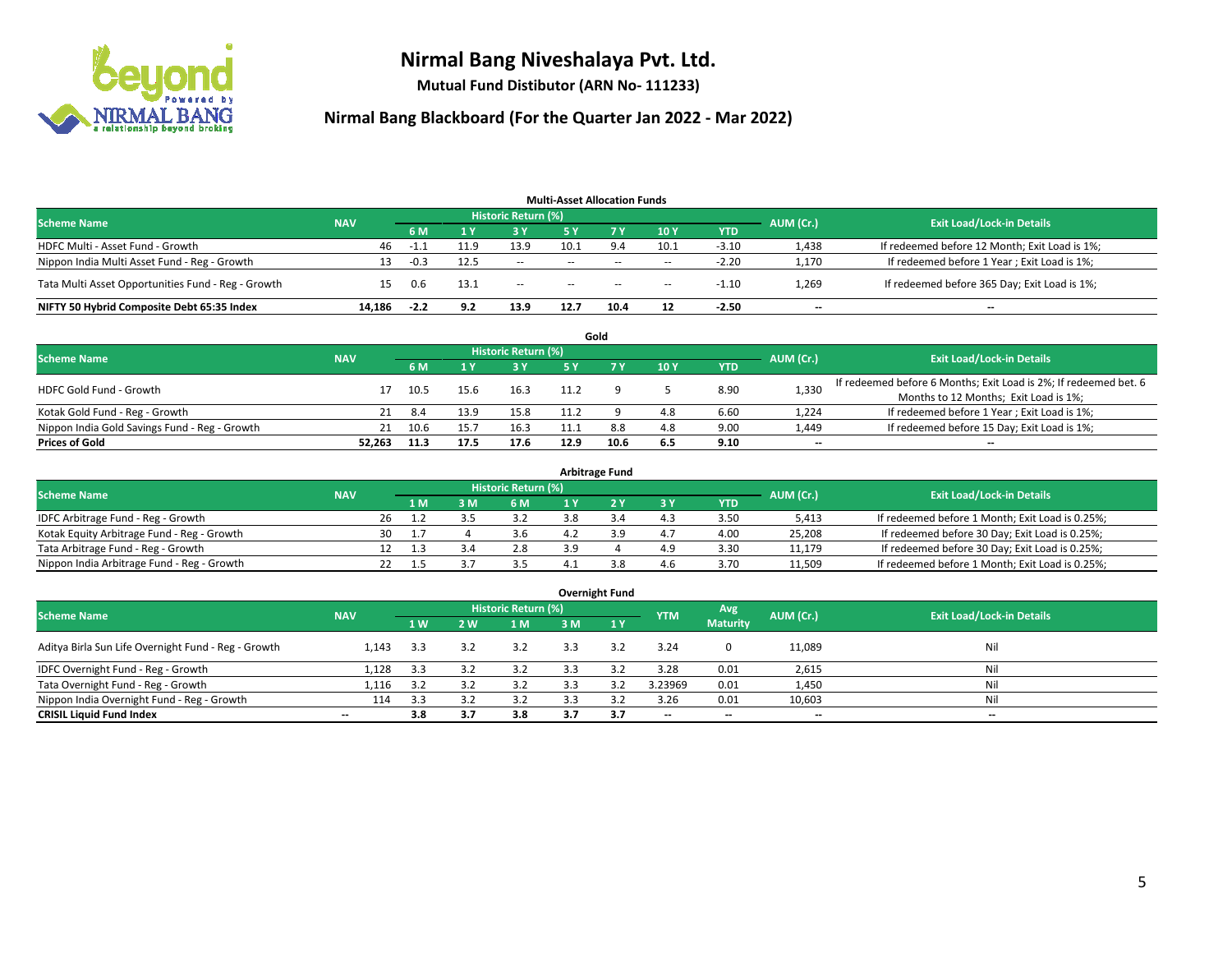# Nirmal Bang Niveshalaya Pvt. Ltd.

**Mutual Fund Distibutor (ARN No- 111233)**

## Nirmal Bang Blackboard (For the Quarter Jan 2022 - Mar 2022)

### Multi-Asset Allocation Funds

| Scheme Name | NAV | Historic Return (%) | | | | | | | AUM (Cr.) | Exit Load/Lock-in Details |
|---|---|---|---|---|---|---|---|---|---|---|
| | | 6 M | 1 Y | 3 Y | 5 Y | 7 Y | 10 Y | YTD | | |
| HDFC Multi - Asset Fund - Growth | 46 | -1.1 | 11.9 | 13.9 | 10.1 | 9.4 | 10.1 | -3.10 | 1,438 | If redeemed before 12 Month; Exit Load is 1%; |
| Nippon India Multi Asset Fund - Reg - Growth | 13 | -0.3 | 12.5 | -- | -- | -- | -- | -2.20 | 1,170 | If redeemed before 1 Year ; Exit Load is 1%; |
| Tata Multi Asset Opportunities Fund - Reg - Growth | 15 | 0.6 | 13.1 | -- | -- | -- | -- | -1.10 | 1,269 | If redeemed before 365 Day; Exit Load is 1%; |
| **NIFTY 50 Hybrid Composite Debt 65:35 Index** | **14,186** | **-2.2** | **9.2** | **13.9** | **12.7** | **10.4** | **12** | **-2.50** | **--** | **--** |

### Gold

| Scheme Name | NAV | Historic Return (%) | | | | | | | AUM (Cr.) | Exit Load/Lock-in Details |
|---|---|---|---|---|---|---|---|---|---|---|
| | | 6 M | 1 Y | 3 Y | 5 Y | 7 Y | 10 Y | YTD | | |
| HDFC Gold Fund - Growth | 17 | 10.5 | 15.6 | 16.3 | 11.2 | 9 | 5 | 8.90 | 1,330 | If redeemed before 6 Months; Exit Load is 2%; If redeemed bet. 6 Months to 12 Months; Exit Load is 1%; |
| Kotak Gold Fund - Reg - Growth | 21 | 8.4 | 13.9 | 15.8 | 11.2 | 9 | 4.8 | 6.60 | 1,224 | If redeemed before 1 Year ; Exit Load is 1%; |
| Nippon India Gold Savings Fund - Reg - Growth | 21 | 10.6 | 15.7 | 16.3 | 11.1 | 8.8 | 4.8 | 9.00 | 1,449 | If redeemed before 15 Day; Exit Load is 1%; |
| **Prices of Gold** | **52,263** | **11.3** | **17.5** | **17.6** | **12.9** | **10.6** | **6.5** | **9.10** | **--** | **--** |

### Arbitrage Fund

| Scheme Name | NAV | Historic Return (%) | | | | | | | AUM (Cr.) | Exit Load/Lock-in Details |
|---|---|---|---|---|---|---|---|---|---|---|
| | | 1 M | 3 M | 6 M | 1 Y | 2 Y | 3 Y | YTD | | |
| IDFC Arbitrage Fund - Reg - Growth | 26 | 1.2 | 3.5 | 3.2 | 3.8 | 3.4 | 4.3 | 3.50 | 5,413 | If redeemed before 1 Month; Exit Load is 0.25%; |
| Kotak Equity Arbitrage Fund - Reg - Growth | 30 | 1.7 | 4 | 3.6 | 4.2 | 3.9 | 4.7 | 4.00 | 25,208 | If redeemed before 30 Day; Exit Load is 0.25%; |
| Tata Arbitrage Fund - Reg - Growth | 12 | 1.3 | 3.4 | 2.8 | 3.9 | 4 | 4.9 | 3.30 | 11,179 | If redeemed before 30 Day; Exit Load is 0.25%; |
| Nippon India Arbitrage Fund - Reg - Growth | 22 | 1.5 | 3.7 | 3.5 | 4.1 | 3.8 | 4.6 | 3.70 | 11,509 | If redeemed before 1 Month; Exit Load is 0.25%; |

### Overnight Fund

| Scheme Name | NAV | Historic Return (%) | | | | | YTM | Avg Maturity | AUM (Cr.) | Exit Load/Lock-in Details |
|---|---|---|---|---|---|---|---|---|---|---|
| | | 1 W | 2 W | 1 M | 3 M | 1 Y | | | | |
| Aditya Birla Sun Life Overnight Fund - Reg - Growth | 1,143 | 3.3 | 3.2 | 3.2 | 3.3 | 3.2 | 3.24 | 0 | 11,089 | Nil |
| IDFC Overnight Fund - Reg - Growth | 1,128 | 3.3 | 3.2 | 3.2 | 3.3 | 3.2 | 3.28 | 0.01 | 2,615 | Nil |
| Tata Overnight Fund - Reg - Growth | 1,116 | 3.2 | 3.2 | 3.2 | 3.3 | 3.2 | 3.23969 | 0.01 | 1,450 | Nil |
| Nippon India Overnight Fund - Reg - Growth | 114 | 3.3 | 3.2 | 3.2 | 3.3 | 3.2 | 3.26 | 0.01 | 10,603 | Nil |
| **CRISIL Liquid Fund Index** | **--** | **3.8** | **3.7** | **3.8** | **3.7** | **3.7** | **--** | **--** | **--** | **--** |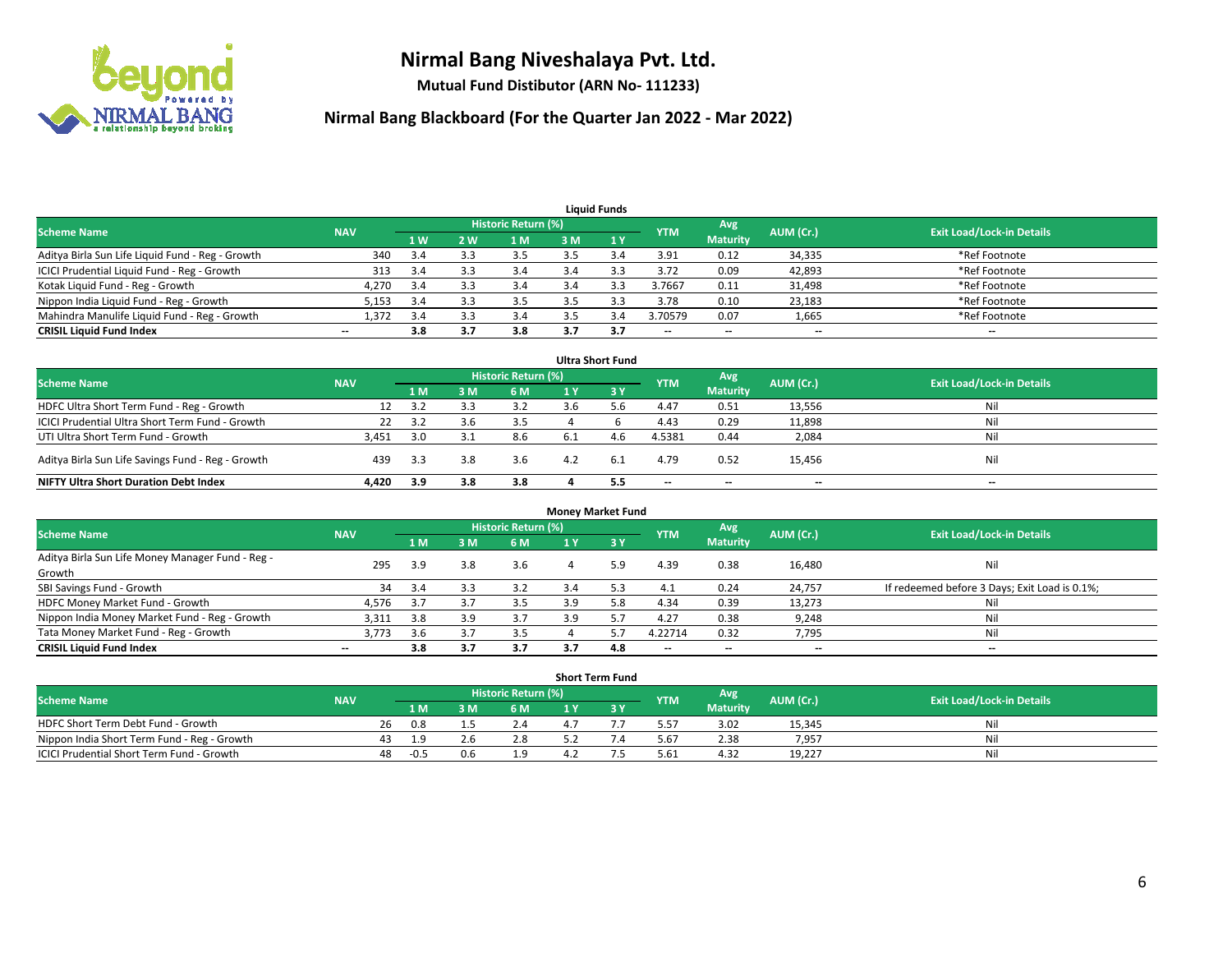# Nirmal Bang Niveshalaya Pvt. Ltd.

**Mutual Fund Distibutor (ARN No- 111233)**

## Nirmal Bang Blackboard (For the Quarter Jan 2022 - Mar 2022)

### Liquid Funds

| Scheme Name | NAV | Historic Return (%) | | | | | YTM | Avg Maturity | AUM (Cr.) | Exit Load/Lock-in Details |
|---|---|---|---|---|---|---|---|---|---|---|
| | | 1 W | 2 W | 1 M | 3 M | 1 Y | | | | |
| Aditya Birla Sun Life Liquid Fund - Reg - Growth | 340 | 3.4 | 3.3 | 3.5 | 3.5 | 3.4 | 3.91 | 0.12 | 34,335 | *Ref Footnote |
| ICICI Prudential Liquid Fund - Reg - Growth | 313 | 3.4 | 3.3 | 3.4 | 3.4 | 3.3 | 3.72 | 0.09 | 42,893 | *Ref Footnote |
| Kotak Liquid Fund - Reg - Growth | 4,270 | 3.4 | 3.3 | 3.4 | 3.4 | 3.3 | 3.7667 | 0.11 | 31,498 | *Ref Footnote |
| Nippon India Liquid Fund - Reg - Growth | 5,153 | 3.4 | 3.3 | 3.5 | 3.5 | 3.3 | 3.78 | 0.10 | 23,183 | *Ref Footnote |
| Mahindra Manulife Liquid Fund - Reg - Growth | 1,372 | 3.4 | 3.3 | 3.4 | 3.5 | 3.4 | 3.70579 | 0.07 | 1,665 | *Ref Footnote |
| **CRISIL Liquid Fund Index** | -- | **3.8** | **3.7** | **3.8** | **3.7** | **3.7** | -- | -- | -- | -- |

### Ultra Short Fund

| Scheme Name | NAV | Historic Return (%) | | | | | YTM | Avg Maturity | AUM (Cr.) | Exit Load/Lock-in Details |
|---|---|---|---|---|---|---|---|---|---|---|
| | | 1 M | 3 M | 6 M | 1 Y | 3 Y | | | | |
| HDFC Ultra Short Term Fund - Reg - Growth | 12 | 3.2 | 3.3 | 3.2 | 3.6 | 5.6 | 4.47 | 0.51 | 13,556 | Nil |
| ICICI Prudential Ultra Short Term Fund - Growth | 22 | 3.2 | 3.6 | 3.5 | 4 | 6 | 4.43 | 0.29 | 11,898 | Nil |
| UTI Ultra Short Term Fund - Growth | 3,451 | 3.0 | 3.1 | 8.6 | 6.1 | 4.6 | 4.5381 | 0.44 | 2,084 | Nil |
| Aditya Birla Sun Life Savings Fund - Reg - Growth | 439 | 3.3 | 3.8 | 3.6 | 4.2 | 6.1 | 4.79 | 0.52 | 15,456 | Nil |
| **NIFTY Ultra Short Duration Debt Index** | **4,420** | **3.9** | **3.8** | **3.8** | **4** | **5.5** | -- | -- | -- | -- |

### Money Market Fund

| Scheme Name | NAV | Historic Return (%) | | | | | YTM | Avg Maturity | AUM (Cr.) | Exit Load/Lock-in Details |
|---|---|---|---|---|---|---|---|---|---|---|
| | | 1 M | 3 M | 6 M | 1 Y | 3 Y | | | | |
| Aditya Birla Sun Life Money Manager Fund - Reg - Growth | 295 | 3.9 | 3.8 | 3.6 | 4 | 5.9 | 4.39 | 0.38 | 16,480 | Nil |
| SBI Savings Fund - Growth | 34 | 3.4 | 3.3 | 3.2 | 3.4 | 5.3 | 4.1 | 0.24 | 24,757 | If redeemed before 3 Days; Exit Load is 0.1%; |
| HDFC Money Market Fund - Growth | 4,576 | 3.7 | 3.7 | 3.5 | 3.9 | 5.8 | 4.34 | 0.39 | 13,273 | Nil |
| Nippon India Money Market Fund - Reg - Growth | 3,311 | 3.8 | 3.9 | 3.7 | 3.9 | 5.7 | 4.27 | 0.38 | 9,248 | Nil |
| Tata Money Market Fund - Reg - Growth | 3,773 | 3.6 | 3.7 | 3.5 | 4 | 5.7 | 4.22714 | 0.32 | 7,795 | Nil |
| **CRISIL Liquid Fund Index** | -- | **3.8** | **3.7** | **3.7** | **3.7** | **4.8** | -- | -- | -- | -- |

### Short Term Fund

| Scheme Name | NAV | Historic Return (%) | | | | | YTM | Avg Maturity | AUM (Cr.) | Exit Load/Lock-in Details |
|---|---|---|---|---|---|---|---|---|---|---|
| | | 1 M | 3 M | 6 M | 1 Y | 3 Y | | | | |
| HDFC Short Term Debt Fund - Growth | 26 | 0.8 | 1.5 | 2.4 | 4.7 | 7.7 | 5.57 | 3.02 | 15,345 | Nil |
| Nippon India Short Term Fund - Reg - Growth | 43 | 1.9 | 2.6 | 2.8 | 5.2 | 7.4 | 5.67 | 2.38 | 7,957 | Nil |
| ICICI Prudential Short Term Fund - Growth | 48 | -0.5 | 0.6 | 1.9 | 4.2 | 7.5 | 5.61 | 4.32 | 19,227 | Nil |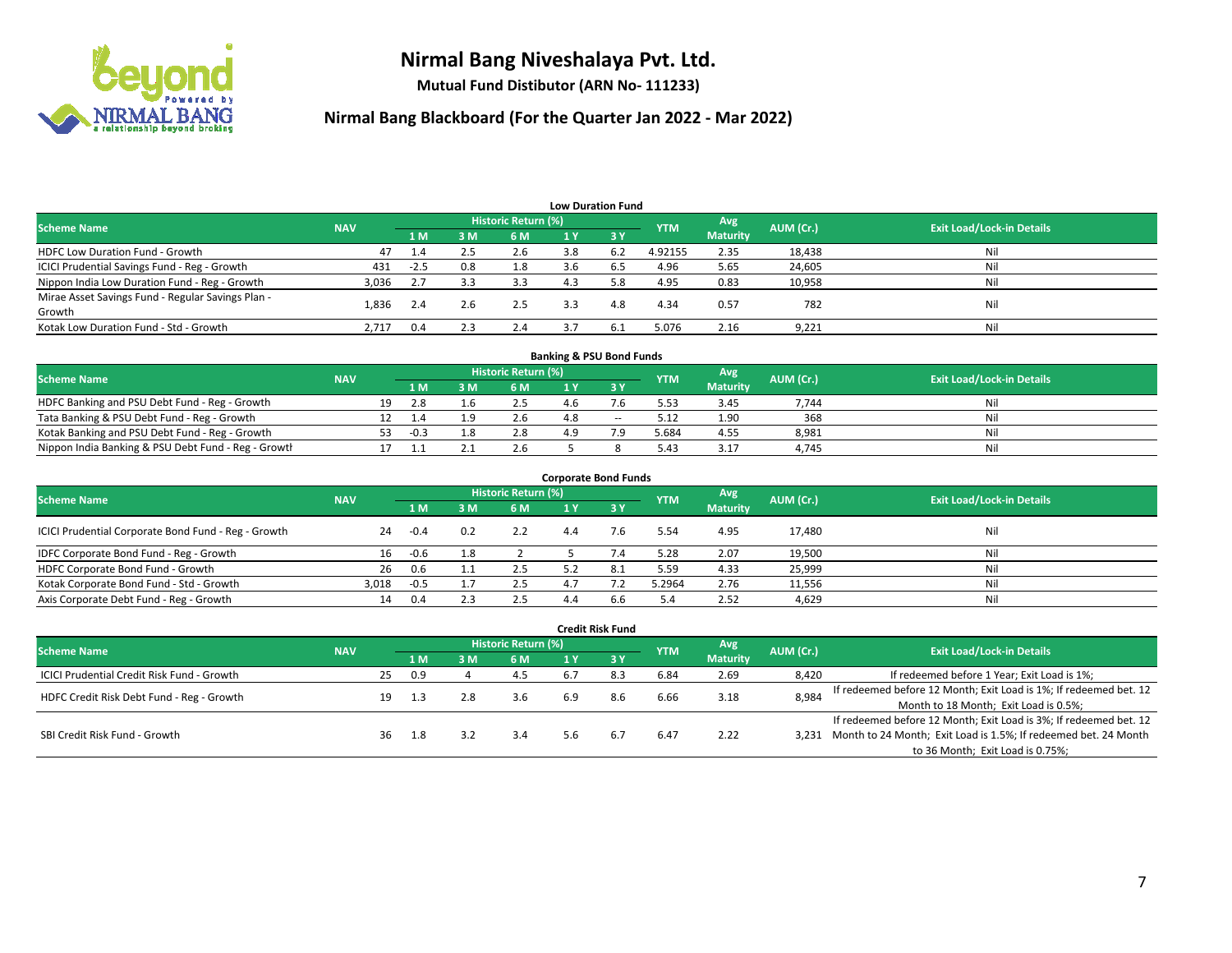# Nirmal Bang Niveshalaya Pvt. Ltd.

**Mutual Fund Distibutor (ARN No- 111233)**

## Nirmal Bang Blackboard (For the Quarter Jan 2022 - Mar 2022)

### Low Duration Fund

| Scheme Name | NAV | Historic Return (%) | | | | | YTM | Avg Maturity | AUM (Cr.) | Exit Load/Lock-in Details |
|---|---|---|---|---|---|---|---|---|---|---|
| | | 1 M | 3 M | 6 M | 1 Y | 3 Y | | | | |
| HDFC Low Duration Fund - Growth | 47 | 1.4 | 2.5 | 2.6 | 3.8 | 6.2 | 4.92155 | 2.35 | 18,438 | Nil |
| ICICI Prudential Savings Fund - Reg - Growth | 431 | -2.5 | 0.8 | 1.8 | 3.6 | 6.5 | 4.96 | 5.65 | 24,605 | Nil |
| Nippon India Low Duration Fund - Reg - Growth | 3,036 | 2.7 | 3.3 | 3.3 | 4.3 | 5.8 | 4.95 | 0.83 | 10,958 | Nil |
| Mirae Asset Savings Fund - Regular Savings Plan - Growth | 1,836 | 2.4 | 2.6 | 2.5 | 3.3 | 4.8 | 4.34 | 0.57 | 782 | Nil |
| Kotak Low Duration Fund - Std - Growth | 2,717 | 0.4 | 2.3 | 2.4 | 3.7 | 6.1 | 5.076 | 2.16 | 9,221 | Nil |

### Banking & PSU Bond Funds

| Scheme Name | NAV | Historic Return (%) | | | | | YTM | Avg Maturity | AUM (Cr.) | Exit Load/Lock-in Details |
|---|---|---|---|---|---|---|---|---|---|---|
| | | 1 M | 3 M | 6 M | 1 Y | 3 Y | | | | |
| HDFC Banking and PSU Debt Fund - Reg - Growth | 19 | 2.8 | 1.6 | 2.5 | 4.6 | 7.6 | 5.53 | 3.45 | 7,744 | Nil |
| Tata Banking & PSU Debt Fund - Reg - Growth | 12 | 1.4 | 1.9 | 2.6 | 4.8 | -- | 5.12 | 1.90 | 368 | Nil |
| Kotak Banking and PSU Debt Fund - Reg - Growth | 53 | -0.3 | 1.8 | 2.8 | 4.9 | 7.9 | 5.684 | 4.55 | 8,981 | Nil |
| Nippon India Banking & PSU Debt Fund - Reg - Growth | 17 | 1.1 | 2.1 | 2.6 | 5 | 8 | 5.43 | 3.17 | 4,745 | Nil |

### Corporate Bond Funds

| Scheme Name | NAV | Historic Return (%) | | | | | YTM | Avg Maturity | AUM (Cr.) | Exit Load/Lock-in Details |
|---|---|---|---|---|---|---|---|---|---|---|
| | | 1 M | 3 M | 6 M | 1 Y | 3 Y | | | | |
| ICICI Prudential Corporate Bond Fund - Reg - Growth | 24 | -0.4 | 0.2 | 2.2 | 4.4 | 7.6 | 5.54 | 4.95 | 17,480 | Nil |
| IDFC Corporate Bond Fund - Reg - Growth | 16 | -0.6 | 1.8 | 2 | 5 | 7.4 | 5.28 | 2.07 | 19,500 | Nil |
| HDFC Corporate Bond Fund - Growth | 26 | 0.6 | 1.1 | 2.5 | 5.2 | 8.1 | 5.59 | 4.33 | 25,999 | Nil |
| Kotak Corporate Bond Fund - Std - Growth | 3,018 | -0.5 | 1.7 | 2.5 | 4.7 | 7.2 | 5.2964 | 2.76 | 11,556 | Nil |
| Axis Corporate Debt Fund - Reg - Growth | 14 | 0.4 | 2.3 | 2.5 | 4.4 | 6.6 | 5.4 | 2.52 | 4,629 | Nil |

### Credit Risk Fund

| Scheme Name | NAV | Historic Return (%) | | | | | YTM | Avg Maturity | AUM (Cr.) | Exit Load/Lock-in Details |
|---|---|---|---|---|---|---|---|---|---|---|
| | | 1 M | 3 M | 6 M | 1 Y | 3 Y | | | | |
| ICICI Prudential Credit Risk Fund - Growth | 25 | 0.9 | 4 | 4.5 | 6.7 | 8.3 | 6.84 | 2.69 | 8,420 | If redeemed before 1 Year; Exit Load is 1%; |
| HDFC Credit Risk Debt Fund - Reg - Growth | 19 | 1.3 | 2.8 | 3.6 | 6.9 | 8.6 | 6.66 | 3.18 | 8,984 | If redeemed before 12 Month; Exit Load is 1%; If redeemed bet. 12 Month to 18 Month; Exit Load is 0.5%; |
| SBI Credit Risk Fund - Growth | 36 | 1.8 | 3.2 | 3.4 | 5.6 | 6.7 | 6.47 | 2.22 | 3,231 | If redeemed before 12 Month; Exit Load is 3%; If redeemed bet. 12 Month to 24 Month; Exit Load is 1.5%; If redeemed bet. 24 Month to 36 Month; Exit Load is 0.75%; |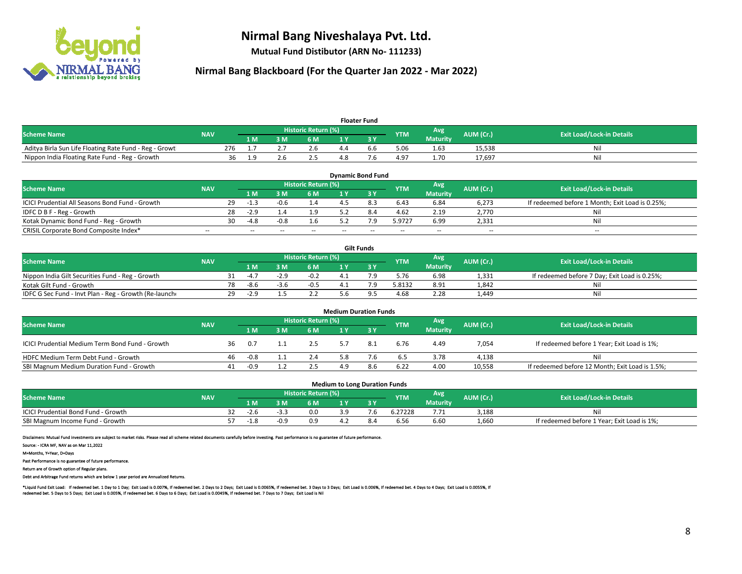# Nirmal Bang Niveshalaya Pvt. Ltd.

**Mutual Fund Distibutor (ARN No- 111233)**

## Nirmal Bang Blackboard (For the Quarter Jan 2022 - Mar 2022)

### Floater Fund

| Scheme Name | NAV | Historic Return (%) | | | | | YTM | Avg Maturity | AUM (Cr.) | Exit Load/Lock-in Details |
|---|---|---|---|---|---|---|---|---|---|---|
| | | 1 M | 3 M | 6 M | 1 Y | 3 Y | | | | |
| Aditya Birla Sun Life Floating Rate Fund - Reg - Growt | 276 | 1.7 | 2.7 | 2.6 | 4.4 | 6.6 | 5.06 | 1.63 | 15,538 | Nil |
| Nippon India Floating Rate Fund - Reg - Growth | 36 | 1.9 | 2.6 | 2.5 | 4.8 | 7.6 | 4.97 | 1.70 | 17,697 | Nil |

### Dynamic Bond Fund

| Scheme Name | NAV | Historic Return (%) | | | | | YTM | Avg Maturity | AUM (Cr.) | Exit Load/Lock-in Details |
|---|---|---|---|---|---|---|---|---|---|---|
| | | 1 M | 3 M | 6 M | 1 Y | 3 Y | | | | |
| ICICI Prudential All Seasons Bond Fund - Growth | 29 | -1.3 | -0.6 | 1.4 | 4.5 | 8.3 | 6.43 | 6.84 | 6,273 | If redeemed before 1 Month; Exit Load is 0.25%; |
| IDFC D B F - Reg - Growth | 28 | -2.9 | 1.4 | 1.9 | 5.2 | 8.4 | 4.62 | 2.19 | 2,770 | Nil |
| Kotak Dynamic Bond Fund - Reg - Growth | 30 | -4.8 | -0.8 | 1.6 | 5.2 | 7.9 | 5.9727 | 6.99 | 2,331 | Nil |
| CRISIL Corporate Bond Composite Index* | -- | -- | -- | -- | -- | -- | -- | -- | -- | -- |

### Gilt Funds

| Scheme Name | NAV | Historic Return (%) | | | | | YTM | Avg Maturity | AUM (Cr.) | Exit Load/Lock-in Details |
|---|---|---|---|---|---|---|---|---|---|---|
| | | 1 M | 3 M | 6 M | 1 Y | 3 Y | | | | |
| Nippon India Gilt Securities Fund - Reg - Growth | 31 | -4.7 | -2.9 | -0.2 | 4.1 | 7.9 | 5.76 | 6.98 | 1,331 | If redeemed before 7 Day; Exit Load is 0.25%; |
| Kotak Gilt Fund - Growth | 78 | -8.6 | -3.6 | -0.5 | 4.1 | 7.9 | 5.8132 | 8.91 | 1,842 | Nil |
| IDFC G Sec Fund - Invt Plan - Reg - Growth (Re-launch | 29 | -2.9 | 1.5 | 2.2 | 5.6 | 9.5 | 4.68 | 2.28 | 1,449 | Nil |

### Medium Duration Funds

| Scheme Name | NAV | Historic Return (%) | | | | | YTM | Avg Maturity | AUM (Cr.) | Exit Load/Lock-in Details |
|---|---|---|---|---|---|---|---|---|---|---|
| | | 1 M | 3 M | 6 M | 1 Y | 3 Y | | | | |
| ICICI Prudential Medium Term Bond Fund - Growth | 36 | 0.7 | 1.1 | 2.5 | 5.7 | 8.1 | 6.76 | 4.49 | 7,054 | If redeemed before 1 Year; Exit Load is 1%; |
| HDFC Medium Term Debt Fund - Growth | 46 | -0.8 | 1.1 | 2.4 | 5.8 | 7.6 | 6.5 | 3.78 | 4,138 | Nil |
| SBI Magnum Medium Duration Fund - Growth | 41 | -0.9 | 1.2 | 2.5 | 4.9 | 8.6 | 6.22 | 4.00 | 10,558 | If redeemed before 12 Month; Exit Load is 1.5%; |

### Medium to Long Duration Funds

| Scheme Name | NAV | Historic Return (%) | | | | | YTM | Avg Maturity | AUM (Cr.) | Exit Load/Lock-in Details |
|---|---|---|---|---|---|---|---|---|---|---|
| | | 1 M | 3 M | 6 M | 1 Y | 3 Y | | | | |
| ICICI Prudential Bond Fund - Growth | 32 | -2.6 | -3.3 | 0.0 | 3.9 | 7.6 | 6.27228 | 7.71 | 3,188 | Nil |
| SBI Magnum Income Fund - Growth | 57 | -1.8 | -0.9 | 0.9 | 4.2 | 8.4 | 6.56 | 6.60 | 1,660 | If redeemed before 1 Year; Exit Load is 1%; |

Disclaimers: Mutual Fund investments are subject to market risks. Please read all scheme related documents carefully before investing. Past performance is no guarantee of future performance.

Source: - ICRA MF, NAV as on Mar 11,2022

M=Months, Y=Year, D=Days

Past Performance is no guarantee of future performance.

Return are of Growth option of Regular plans.

Debt and Arbitrage Fund returns which are below 1 year period are Annualized Returns.

*Liquid Fund Exit Load: If redeemed bet. 1 Day to 1 Day; Exit Load is 0.007%, If redeemed bet. 2 Days to 2 Days; Exit Load is 0.0065%, If redeemed bet. 3 Days to 3 Days; Exit Load is 0.006%, If redeemed bet. 4 Days to 4 Days; Exit Load is 0.0055%, If redeemed bet. 5 Days to 5 Days; Exit Load is 0.005%, If redeemed bet. 6 Days to 6 Days; Exit Load is 0.0045%, If redeemed bet. 7 Days to 7 Days; Exit Load is Nil